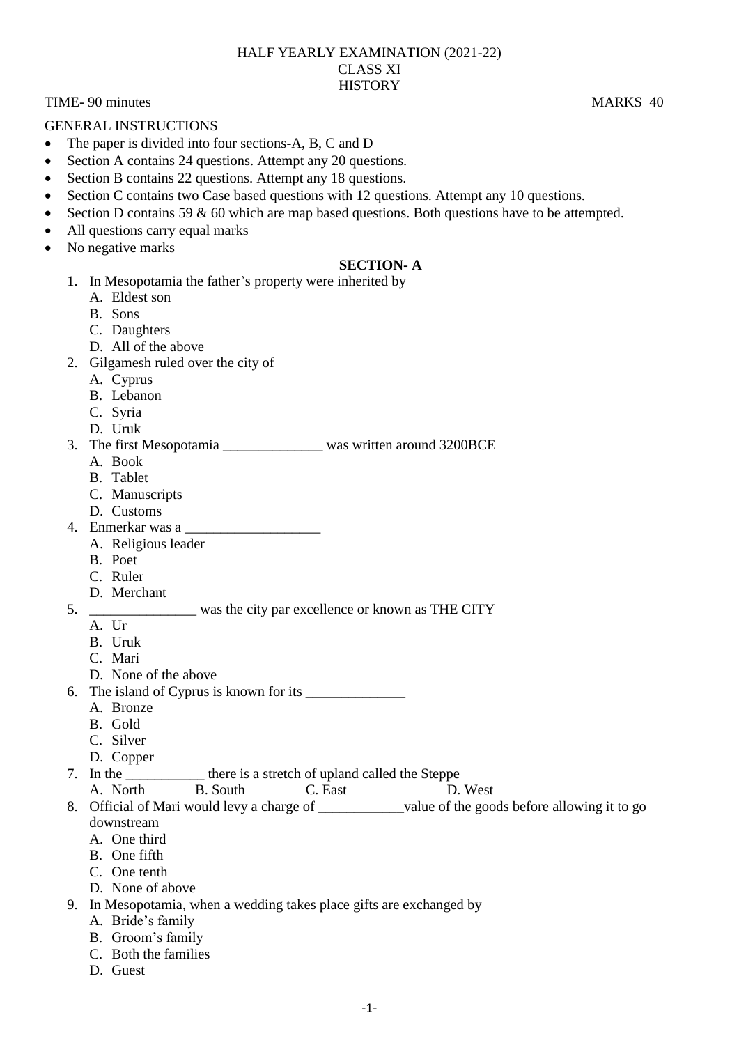HALF YEARLY EXAMINATION (2021-22)
CLASS XI
HISTORY

TIME- 90 minutes MARKS 40

GENERAL INSTRUCTIONS

- The paper is divided into four sections-A, B, C and D
- Section A contains 24 questions. Attempt any 20 questions.
- Section B contains 22 questions. Attempt any 18 questions.
- Section C contains two Case based questions with 12 questions. Attempt any 10 questions.
- Section D contains 59 & 60 which are map based questions. Both questions have to be attempted.
- All questions carry equal marks
- No negative marks

## SECTION- A

1. In Mesopotamia the father's property were inherited by
   A. Eldest son
   B. Sons
   C. Daughters
   D. All of the above
2. Gilgamesh ruled over the city of
   A. Cyprus
   B. Lebanon
   C. Syria
   D. Uruk
3. The first Mesopotamia ______________ was written around 3200BCE
   A. Book
   B. Tablet
   C. Manuscripts
   D. Customs
4. Enmerkar was a ___________________
   A. Religious leader
   B. Poet
   C. Ruler
   D. Merchant
5. _______________ was the city par excellence or known as THE CITY
   A. Ur
   B. Uruk
   C. Mari
   D. None of the above
6. The island of Cyprus is known for its ______________
   A. Bronze
   B. Gold
   C. Silver
   D. Copper
7. In the ___________ there is a stretch of upland called the Steppe
   A. North B. South C. East D. West
8. Official of Mari would levy a charge of ____________value of the goods before allowing it to go downstream
   A. One third
   B. One fifth
   C. One tenth
   D. None of above
9. In Mesopotamia, when a wedding takes place gifts are exchanged by
   A. Bride's family
   B. Groom's family
   C. Both the families
   D. Guest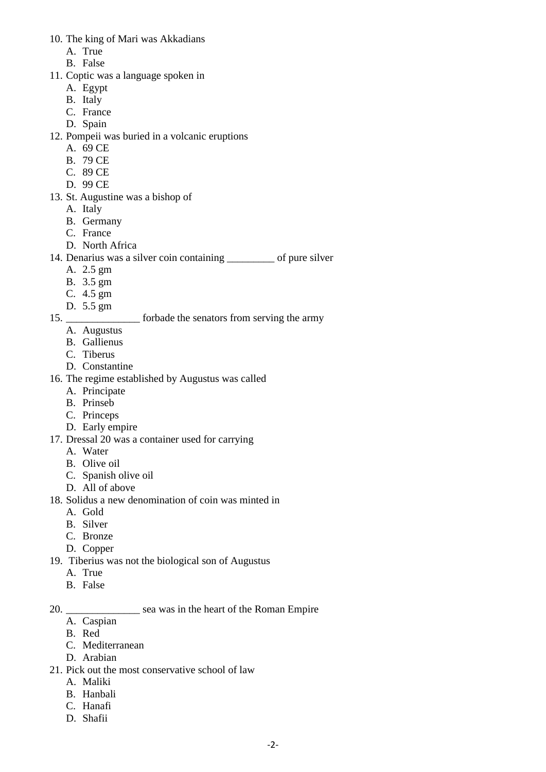10. The king of Mari was Akkadians
    A. True
    B. False
11. Coptic was a language spoken in
    A. Egypt
    B. Italy
    C. France
    D. Spain
12. Pompeii was buried in a volcanic eruptions
    A. 69 CE
    B. 79 CE
    C. 89 CE
    D. 99 CE
13. St. Augustine was a bishop of
    A. Italy
    B. Germany
    C. France
    D. North Africa
14. Denarius was a silver coin containing _________ of pure silver
    A. 2.5 gm
    B. 3.5 gm
    C. 4.5 gm
    D. 5.5 gm
15. ______________ forbade the senators from serving the army
    A. Augustus
    B. Gallienus
    C. Tiberus
    D. Constantine
16. The regime established by Augustus was called
    A. Principate
    B. Prinseb
    C. Princeps
    D. Early empire
17. Dressal 20 was a container used for carrying
    A. Water
    B. Olive oil
    C. Spanish olive oil
    D. All of above
18. Solidus a new denomination of coin was minted in
    A. Gold
    B. Silver
    C. Bronze
    D. Copper
19. Tiberius was not the biological son of Augustus
    A. True
    B. False
20. ______________ sea was in the heart of the Roman Empire
    A. Caspian
    B. Red
    C. Mediterranean
    D. Arabian
21. Pick out the most conservative school of law
    A. Maliki
    B. Hanbali
    C. Hanafi
    D. Shafii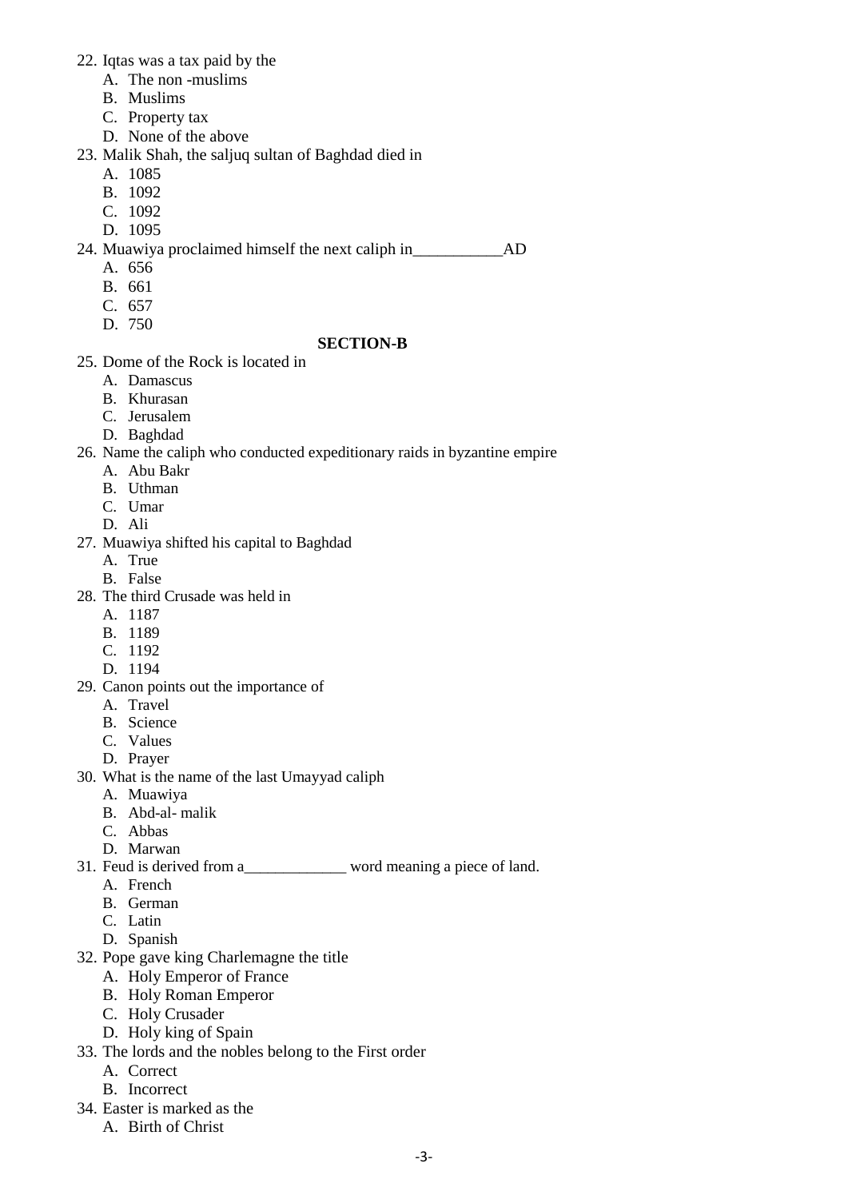22. Iqtas was a tax paid by the
    A. The non -muslims
    B. Muslims
    C. Property tax
    D. None of the above
23. Malik Shah, the saljuq sultan of Baghdad died in
    A. 1085
    B. 1092
    C. 1092
    D. 1095
24. Muawiya proclaimed himself the next caliph in___________AD
    A. 656
    B. 661
    C. 657
    D. 750

**SECTION-B**

25. Dome of the Rock is located in
    A. Damascus
    B. Khurasan
    C. Jerusalem
    D. Baghdad
26. Name the caliph who conducted expeditionary raids in byzantine empire
    A. Abu Bakr
    B. Uthman
    C. Umar
    D. Ali
27. Muawiya shifted his capital to Baghdad
    A. True
    B. False
28. The third Crusade was held in
    A. 1187
    B. 1189
    C. 1192
    D. 1194
29. Canon points out the importance of
    A. Travel
    B. Science
    C. Values
    D. Prayer
30. What is the name of the last Umayyad caliph
    A. Muawiya
    B. Abd-al- malik
    C. Abbas
    D. Marwan
31. Feud is derived from a_____________ word meaning a piece of land.
    A. French
    B. German
    C. Latin
    D. Spanish
32. Pope gave king Charlemagne the title
    A. Holy Emperor of France
    B. Holy Roman Emperor
    C. Holy Crusader
    D. Holy king of Spain
33. The lords and the nobles belong to the First order
    A. Correct
    B. Incorrect
34. Easter is marked as the
    A. Birth of Christ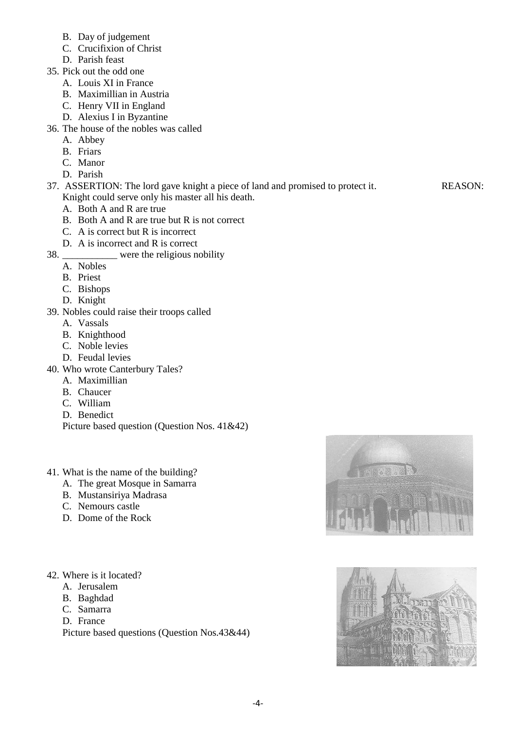B. Day of judgement
C. Crucifixion of Christ
D. Parish feast

35. Pick out the odd one
    A. Louis XI in France
    B. Maximillian in Austria
    C. Henry VII in England
    D. Alexius I in Byzantine
36. The house of the nobles was called
    A. Abbey
    B. Friars
    C. Manor
    D. Parish
37. ASSERTION: The lord gave knight a piece of land and promised to protect it. REASON: Knight could serve only his master all his death.
    A. Both A and R are true
    B. Both A and R are true but R is not correct
    C. A is correct but R is incorrect
    D. A is incorrect and R is correct
38. ___________ were the religious nobility
    A. Nobles
    B. Priest
    C. Bishops
    D. Knight
39. Nobles could raise their troops called
    A. Vassals
    B. Knighthood
    C. Noble levies
    D. Feudal levies
40. Who wrote Canterbury Tales?
    A. Maximillian
    B. Chaucer
    C. William
    D. Benedict

Picture based question (Question Nos. 41&42)

41. What is the name of the building?
    A. The great Mosque in Samarra
    B. Mustansiriya Madrasa
    C. Nemours castle
    D. Dome of the Rock
42. Where is it located?
    A. Jerusalem
    B. Baghdad
    C. Samarra
    D. France

Picture based questions (Question Nos.43&44)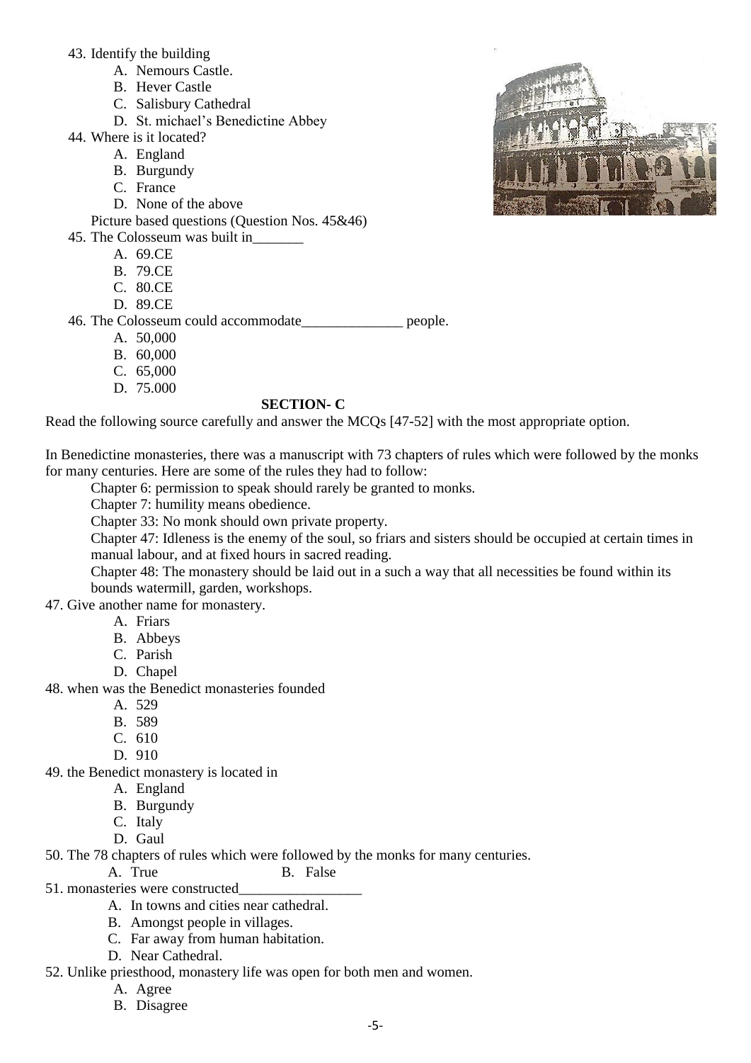43. Identify the building
    - A. Nemours Castle.
    - B. Hever Castle
    - C. Salisbury Cathedral
    - D. St. michael's Benedictine Abbey

44. Where is it located?
    - A. England
    - B. Burgundy
    - C. France
    - D. None of the above

Picture based questions (Question Nos. 45&46)

45. The Colosseum was built in_______
    - A. 69.CE
    - B. 79.CE
    - C. 80.CE
    - D. 89.CE

46. The Colosseum could accommodate______________ people.
    - A. 50,000
    - B. 60,000
    - C. 65,000
    - D. 75.000

**SECTION- C**

Read the following source carefully and answer the MCQs [47-52] with the most appropriate option.

In Benedictine monasteries, there was a manuscript with 73 chapters of rules which were followed by the monks for many centuries. Here are some of the rules they had to follow:

Chapter 6: permission to speak should rarely be granted to monks.

Chapter 7: humility means obedience.

Chapter 33: No monk should own private property.

Chapter 47: Idleness is the enemy of the soul, so friars and sisters should be occupied at certain times in manual labour, and at fixed hours in sacred reading.

Chapter 48: The monastery should be laid out in a such a way that all necessities be found within its bounds watermill, garden, workshops.

47. Give another name for monastery.
    - A. Friars
    - B. Abbeys
    - C. Parish
    - D. Chapel

48. when was the Benedict monasteries founded
    - A. 529
    - B. 589
    - C. 610
    - D. 910

49. the Benedict monastery is located in
    - A. England
    - B. Burgundy
    - C. Italy
    - D. Gaul

50. The 78 chapters of rules which were followed by the monks for many centuries.
    - A. True
    - B. False

51. monasteries were constructed_________________
    - A. In towns and cities near cathedral.
    - B. Amongst people in villages.
    - C. Far away from human habitation.
    - D. Near Cathedral.

52. Unlike priesthood, monastery life was open for both men and women.
    - A. Agree
    - B. Disagree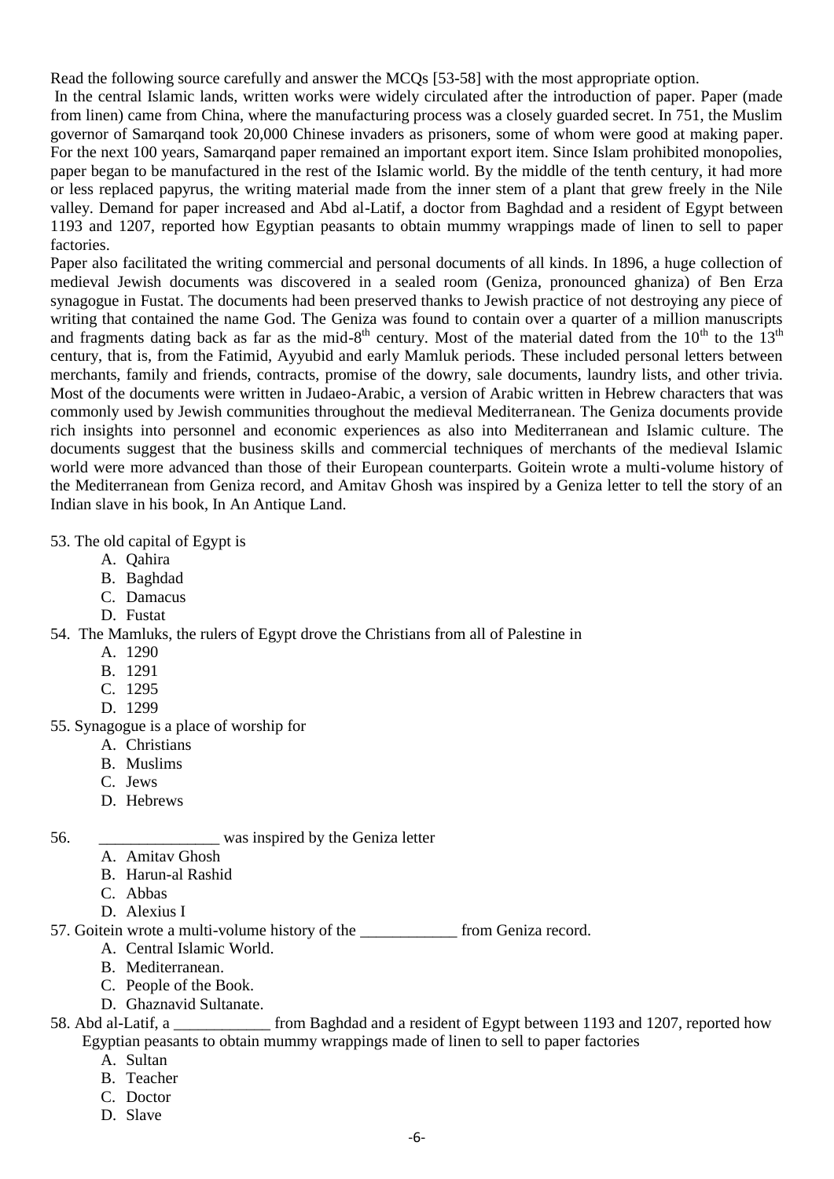Read the following source carefully and answer the MCQs [53-58] with the most appropriate option.

In the central Islamic lands, written works were widely circulated after the introduction of paper. Paper (made from linen) came from China, where the manufacturing process was a closely guarded secret. In 751, the Muslim governor of Samarqand took 20,000 Chinese invaders as prisoners, some of whom were good at making paper. For the next 100 years, Samarqand paper remained an important export item. Since Islam prohibited monopolies, paper began to be manufactured in the rest of the Islamic world. By the middle of the tenth century, it had more or less replaced papyrus, the writing material made from the inner stem of a plant that grew freely in the Nile valley. Demand for paper increased and Abd al-Latif, a doctor from Baghdad and a resident of Egypt between 1193 and 1207, reported how Egyptian peasants to obtain mummy wrappings made of linen to sell to paper factories.

Paper also facilitated the writing commercial and personal documents of all kinds. In 1896, a huge collection of medieval Jewish documents was discovered in a sealed room (Geniza, pronounced ghaniza) of Ben Erza synagogue in Fustat. The documents had been preserved thanks to Jewish practice of not destroying any piece of writing that contained the name God. The Geniza was found to contain over a quarter of a million manuscripts and fragments dating back as far as the mid-8th century. Most of the material dated from the 10th to the 13th century, that is, from the Fatimid, Ayyubid and early Mamluk periods. These included personal letters between merchants, family and friends, contracts, promise of the dowry, sale documents, laundry lists, and other trivia. Most of the documents were written in Judaeo-Arabic, a version of Arabic written in Hebrew characters that was commonly used by Jewish communities throughout the medieval Mediterranean. The Geniza documents provide rich insights into personnel and economic experiences as also into Mediterranean and Islamic culture. The documents suggest that the business skills and commercial techniques of merchants of the medieval Islamic world were more advanced than those of their European counterparts. Goitein wrote a multi-volume history of the Mediterranean from Geniza record, and Amitav Ghosh was inspired by a Geniza letter to tell the story of an Indian slave in his book, In An Antique Land.

53. The old capital of Egypt is
   A. Qahira
   B. Baghdad
   C. Damacus
   D. Fustat

54. The Mamluks, the rulers of Egypt drove the Christians from all of Palestine in
   A. 1290
   B. 1291
   C. 1295
   D. 1299

55. Synagogue is a place of worship for
   A. Christians
   B. Muslims
   C. Jews
   D. Hebrews

56. _______________ was inspired by the Geniza letter
   A. Amitav Ghosh
   B. Harun-al Rashid
   C. Abbas
   D. Alexius I

57. Goitein wrote a multi-volume history of the ____________ from Geniza record.
   A. Central Islamic World.
   B. Mediterranean.
   C. People of the Book.
   D. Ghaznavid Sultanate.

58. Abd al-Latif, a ____________ from Baghdad and a resident of Egypt between 1193 and 1207, reported how Egyptian peasants to obtain mummy wrappings made of linen to sell to paper factories
   A. Sultan
   B. Teacher
   C. Doctor
   D. Slave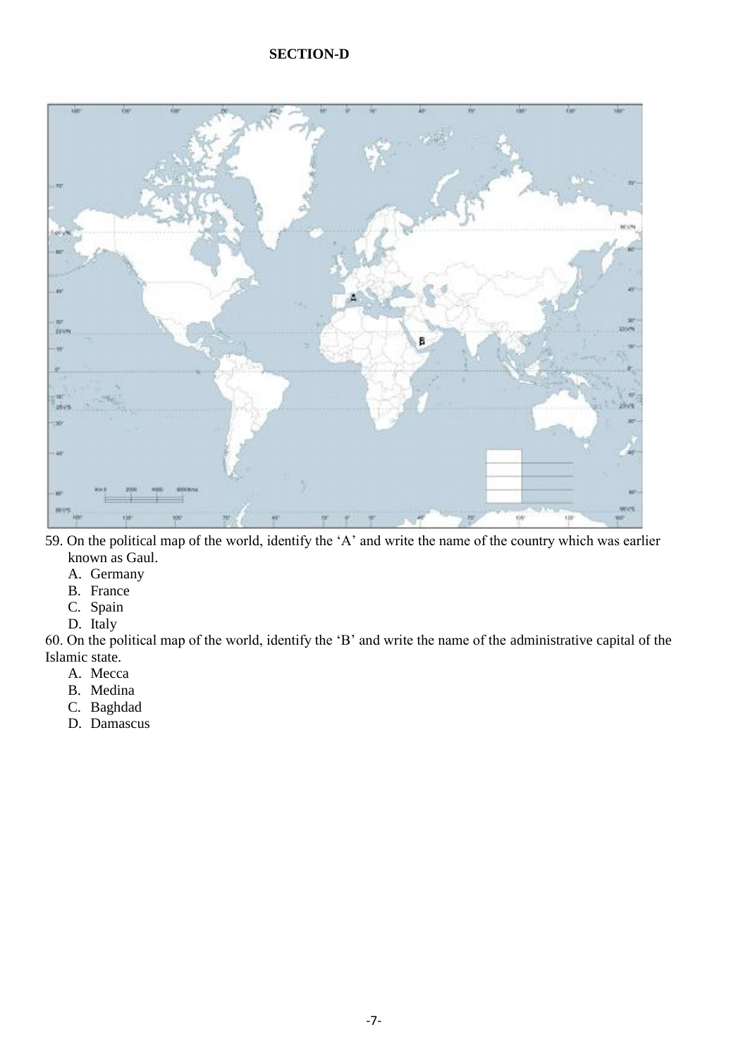## SECTION-D

59. On the political map of the world, identify the 'A' and write the name of the country which was earlier known as Gaul.
    A. Germany
    B. France
    C. Spain
    D. Italy

60. On the political map of the world, identify the 'B' and write the name of the administrative capital of the Islamic state.
    A. Mecca
    B. Medina
    C. Baghdad
    D. Damascus